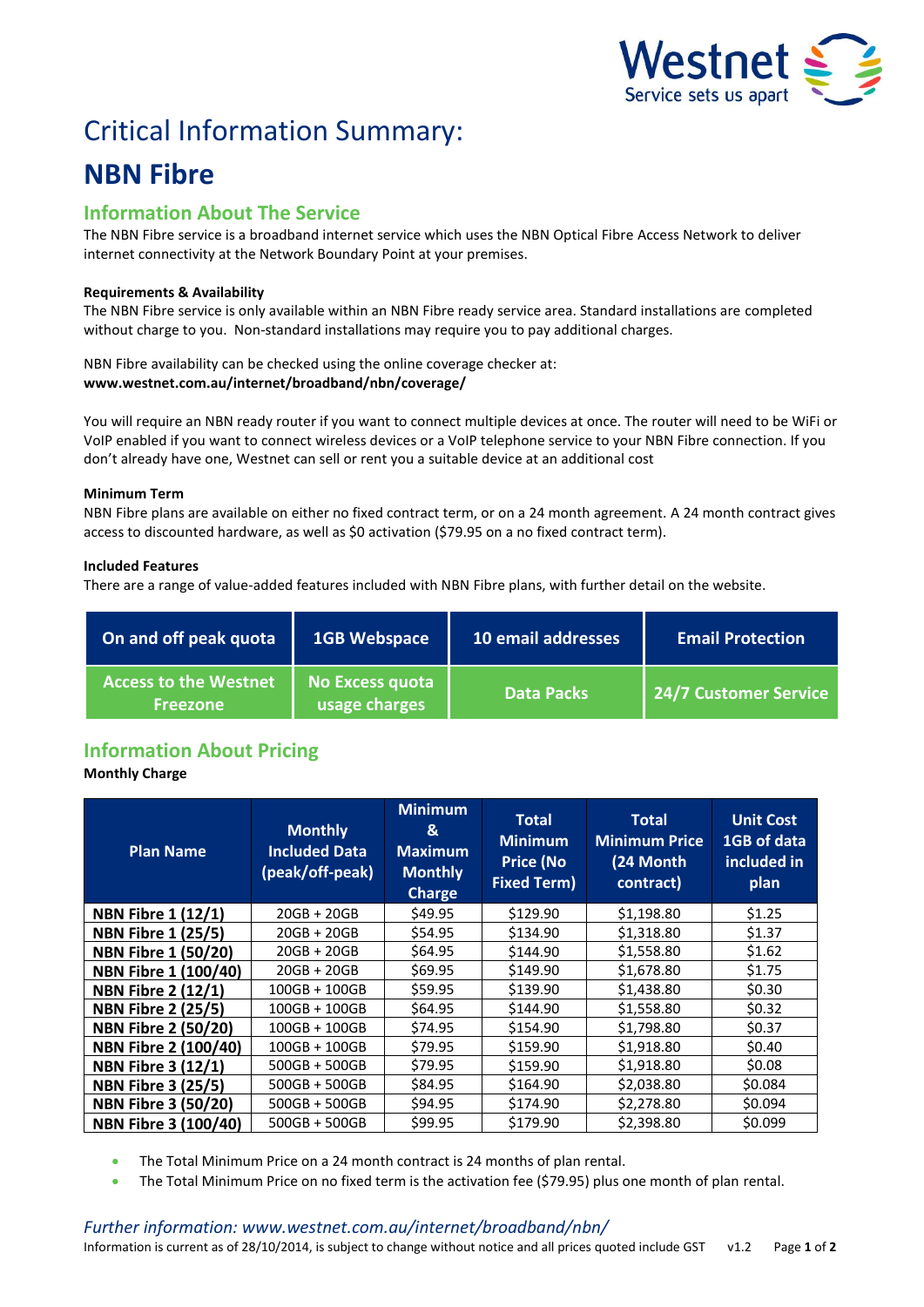# Critical Information Summary:

# NBN Fibre

## Information About The Service

The NBN Fibre service is a broadband internet service which uses the NBN Optical Fibre Access Network to deliver internet connectivity at the Network Boundary Point at your premises.

**Requirements & Availability**

The NBN Fibre service is only available within an NBN Fibre ready service area. Standard installations are completed without charge to you. Non-standard installations may require you to pay additional charges.

NBN Fibre availability can be checked using the online coverage checker at:
**www.westnet.com.au/internet/broadband/nbn/coverage/**

You will require an NBN ready router if you want to connect multiple devices at once. The router will need to be WiFi or VoIP enabled if you want to connect wireless devices or a VoIP telephone service to your NBN Fibre connection. If you don't already have one, Westnet can sell or rent you a suitable device at an additional cost

**Minimum Term**

NBN Fibre plans are available on either no fixed contract term, or on a 24 month agreement. A 24 month contract gives access to discounted hardware, as well as $0 activation ($79.95 on a no fixed contract term).

**Included Features**

There are a range of value-added features included with NBN Fibre plans, with further detail on the website.

| On and off peak quota | 1GB Webspace | 10 email addresses | Email Protection |
|---|---|---|---|
| Access to the Westnet Freezone | No Excess quota usage charges | Data Packs | 24/7 Customer Service |

## Information About Pricing

**Monthly Charge**

| Plan Name | Monthly Included Data (peak/off-peak) | Minimum & Maximum Monthly Charge | Total Minimum Price (No Fixed Term) | Total Minimum Price (24 Month contract) | Unit Cost 1GB of data included in plan |
|---|---|---|---|---|---|
| **NBN Fibre 1 (12/1)** | 20GB + 20GB | $49.95 | $129.90 | $1,198.80 | $1.25 |
| **NBN Fibre 1 (25/5)** | 20GB + 20GB | $54.95 | $134.90 | $1,318.80 | $1.37 |
| **NBN Fibre 1 (50/20)** | 20GB + 20GB | $64.95 | $144.90 | $1,558.80 | $1.62 |
| **NBN Fibre 1 (100/40)** | 20GB + 20GB | $69.95 | $149.90 | $1,678.80 | $1.75 |
| **NBN Fibre 2 (12/1)** | 100GB + 100GB | $59.95 | $139.90 | $1,438.80 | $0.30 |
| **NBN Fibre 2 (25/5)** | 100GB + 100GB | $64.95 | $144.90 | $1,558.80 | $0.32 |
| **NBN Fibre 2 (50/20)** | 100GB + 100GB | $74.95 | $154.90 | $1,798.80 | $0.37 |
| **NBN Fibre 2 (100/40)** | 100GB + 100GB | $79.95 | $159.90 | $1,918.80 | $0.40 |
| **NBN Fibre 3 (12/1)** | 500GB + 500GB | $79.95 | $159.90 | $1,918.80 | $0.08 |
| **NBN Fibre 3 (25/5)** | 500GB + 500GB | $84.95 | $164.90 | $2,038.80 | $0.084 |
| **NBN Fibre 3 (50/20)** | 500GB + 500GB | $94.95 | $174.90 | $2,278.80 | $0.094 |
| **NBN Fibre 3 (100/40)** | 500GB + 500GB | $99.95 | $179.90 | $2,398.80 | $0.099 |

- The Total Minimum Price on a 24 month contract is 24 months of plan rental.
- The Total Minimum Price on no fixed term is the activation fee ($79.95) plus one month of plan rental.

*Further information: www.westnet.com.au/internet/broadband/nbn/*

Information is current as of 28/10/2014, is subject to change without notice and all prices quoted include GST v1.2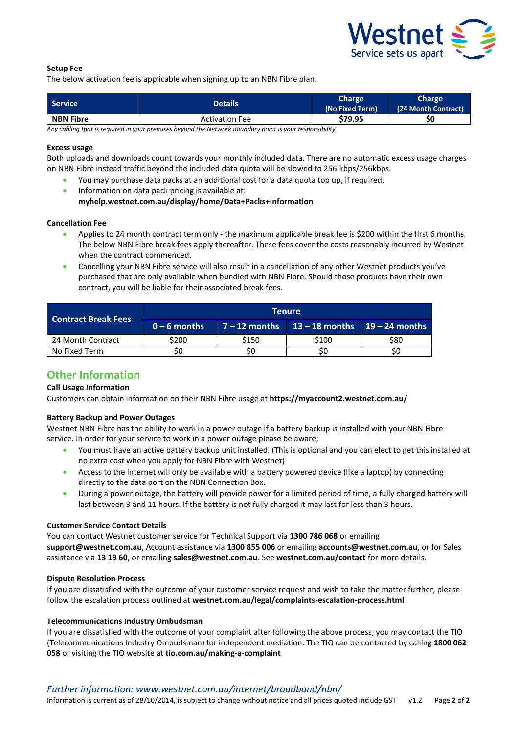### Setup Fee

The below activation fee is applicable when signing up to an NBN Fibre plan.

| Service | Details | Charge (No Fixed Term) | Charge (24 Month Contract) |
|---|---|---|---|
| **NBN Fibre** | Activation Fee | **$79.95** | **$0** |

*Any cabling that is required in your premises beyond the Network Boundary point is your responsibility*

### Excess usage

Both uploads and downloads count towards your monthly included data. There are no automatic excess usage charges on NBN Fibre instead traffic beyond the included data quota will be slowed to 256 kbps/256kbps.

- You may purchase data packs at an additional cost for a data quota top up, if required.
- Information on data pack pricing is available at: **myhelp.westnet.com.au/display/home/Data+Packs+Information**

### Cancellation Fee

- Applies to 24 month contract term only - the maximum applicable break fee is $200 within the first 6 months. The below NBN Fibre break fees apply thereafter. These fees cover the costs reasonably incurred by Westnet when the contract commenced.
- Cancelling your NBN Fibre service will also result in a cancellation of any other Westnet products you've purchased that are only available when bundled with NBN Fibre. Should those products have their own contract, you will be liable for their associated break fees.

| Contract Break Fees | Tenure | | | |
|---|---|---|---|---|
| | 0 – 6 months | 7 – 12 months | 13 – 18 months | 19 – 24 months |
| 24 Month Contract | $200 | $150 | $100 | $80 |
| No Fixed Term | $0 | $0 | $0 | $0 |

## Other Information

### Call Usage Information

Customers can obtain information on their NBN Fibre usage at **https://myaccount2.westnet.com.au/**

### Battery Backup and Power Outages

Westnet NBN Fibre has the ability to work in a power outage if a battery backup is installed with your NBN Fibre service. In order for your service to work in a power outage please be aware;

- You must have an active battery backup unit installed. (This is optional and you can elect to get this installed at no extra cost when you apply for NBN Fibre with Westnet)
- Access to the internet will only be available with a battery powered device (like a laptop) by connecting directly to the data port on the NBN Connection Box.
- During a power outage, the battery will provide power for a limited period of time, a fully charged battery will last between 3 and 11 hours. If the battery is not fully charged it may last for less than 3 hours.

### Customer Service Contact Details

You can contact Westnet customer service for Technical Support via **1300 786 068** or emailing **support@westnet.com.au**, Account assistance via **1300 855 006** or emailing **accounts@westnet.com.au**, or for Sales assistance via **13 19 60**, or emailing **sales@westnet.com.au**. See **westnet.com.au/contact** for more details.

### Dispute Resolution Process

If you are dissatisfied with the outcome of your customer service request and wish to take the matter further, please follow the escalation process outlined at **westnet.com.au/legal/complaints-escalation-process.html**

### Telecommunications Industry Ombudsman

If you are dissatisfied with the outcome of your complaint after following the above process, you may contact the TIO (Telecommunications Industry Ombudsman) for independent mediation. The TIO can be contacted by calling **1800 062 058** or visiting the TIO website at **tio.com.au/making-a-complaint**

*Further information: www.westnet.com.au/internet/broadband/nbn/*

Information is current as of 28/10/2014, is subject to change without notice and all prices quoted include GST v1.2